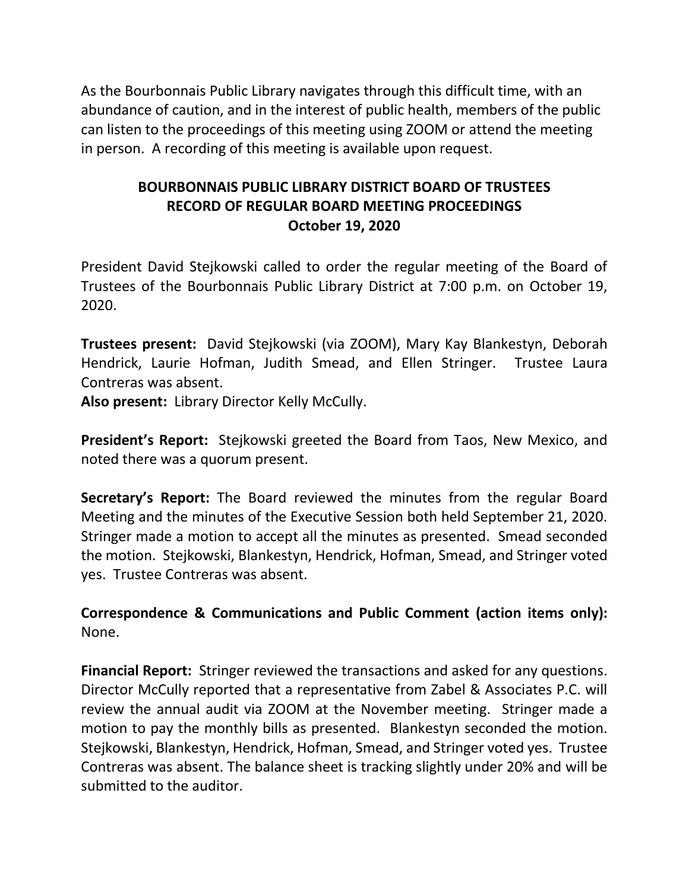As the Bourbonnais Public Library navigates through this difficult time, with an abundance of caution, and in the interest of public health, members of the public can listen to the proceedings of this meeting using ZOOM or attend the meeting in person. A recording of this meeting is available upon request.

# BOURBONNAIS PUBLIC LIBRARY DISTRICT BOARD OF TRUSTEES
## RECORD OF REGULAR BOARD MEETING PROCEEDINGS
### October 19, 2020

President David Stejkowski called to order the regular meeting of the Board of Trustees of the Bourbonnais Public Library District at 7:00 p.m. on October 19, 2020.

**Trustees present:** David Stejkowski (via ZOOM), Mary Kay Blankestyn, Deborah Hendrick, Laurie Hofman, Judith Smead, and Ellen Stringer. Trustee Laura Contreras was absent.
**Also present:** Library Director Kelly McCully.

**President's Report:** Stejkowski greeted the Board from Taos, New Mexico, and noted there was a quorum present.

**Secretary's Report:** The Board reviewed the minutes from the regular Board Meeting and the minutes of the Executive Session both held September 21, 2020. Stringer made a motion to accept all the minutes as presented. Smead seconded the motion. Stejkowski, Blankestyn, Hendrick, Hofman, Smead, and Stringer voted yes. Trustee Contreras was absent.

**Correspondence & Communications and Public Comment (action items only):** None.

**Financial Report:** Stringer reviewed the transactions and asked for any questions. Director McCully reported that a representative from Zabel & Associates P.C. will review the annual audit via ZOOM at the November meeting. Stringer made a motion to pay the monthly bills as presented. Blankestyn seconded the motion. Stejkowski, Blankestyn, Hendrick, Hofman, Smead, and Stringer voted yes. Trustee Contreras was absent. The balance sheet is tracking slightly under 20% and will be submitted to the auditor.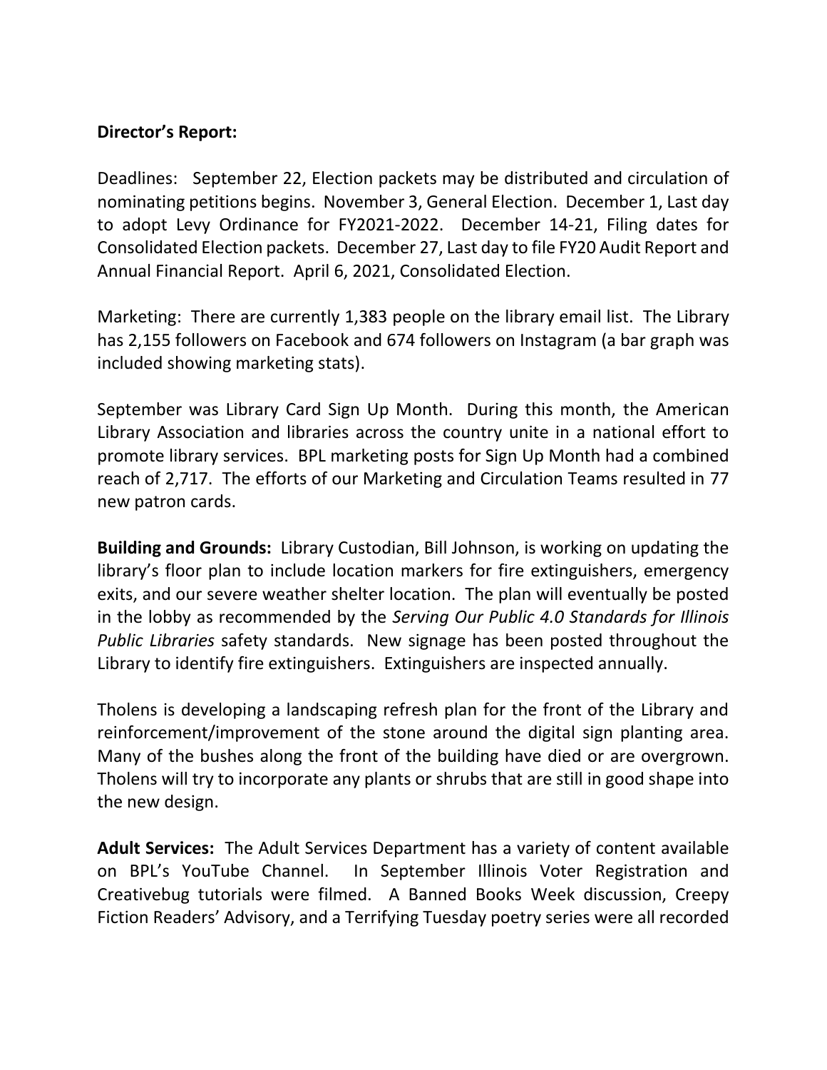**Director's Report:**

Deadlines: September 22, Election packets may be distributed and circulation of nominating petitions begins. November 3, General Election. December 1, Last day to adopt Levy Ordinance for FY2021-2022. December 14-21, Filing dates for Consolidated Election packets. December 27, Last day to file FY20 Audit Report and Annual Financial Report. April 6, 2021, Consolidated Election.

Marketing: There are currently 1,383 people on the library email list. The Library has 2,155 followers on Facebook and 674 followers on Instagram (a bar graph was included showing marketing stats).

September was Library Card Sign Up Month. During this month, the American Library Association and libraries across the country unite in a national effort to promote library services. BPL marketing posts for Sign Up Month had a combined reach of 2,717. The efforts of our Marketing and Circulation Teams resulted in 77 new patron cards.

**Building and Grounds:** Library Custodian, Bill Johnson, is working on updating the library's floor plan to include location markers for fire extinguishers, emergency exits, and our severe weather shelter location. The plan will eventually be posted in the lobby as recommended by the *Serving Our Public 4.0 Standards for Illinois Public Libraries* safety standards. New signage has been posted throughout the Library to identify fire extinguishers. Extinguishers are inspected annually.

Tholens is developing a landscaping refresh plan for the front of the Library and reinforcement/improvement of the stone around the digital sign planting area. Many of the bushes along the front of the building have died or are overgrown. Tholens will try to incorporate any plants or shrubs that are still in good shape into the new design.

**Adult Services:** The Adult Services Department has a variety of content available on BPL's YouTube Channel. In September Illinois Voter Registration and Creativebug tutorials were filmed. A Banned Books Week discussion, Creepy Fiction Readers' Advisory, and a Terrifying Tuesday poetry series were all recorded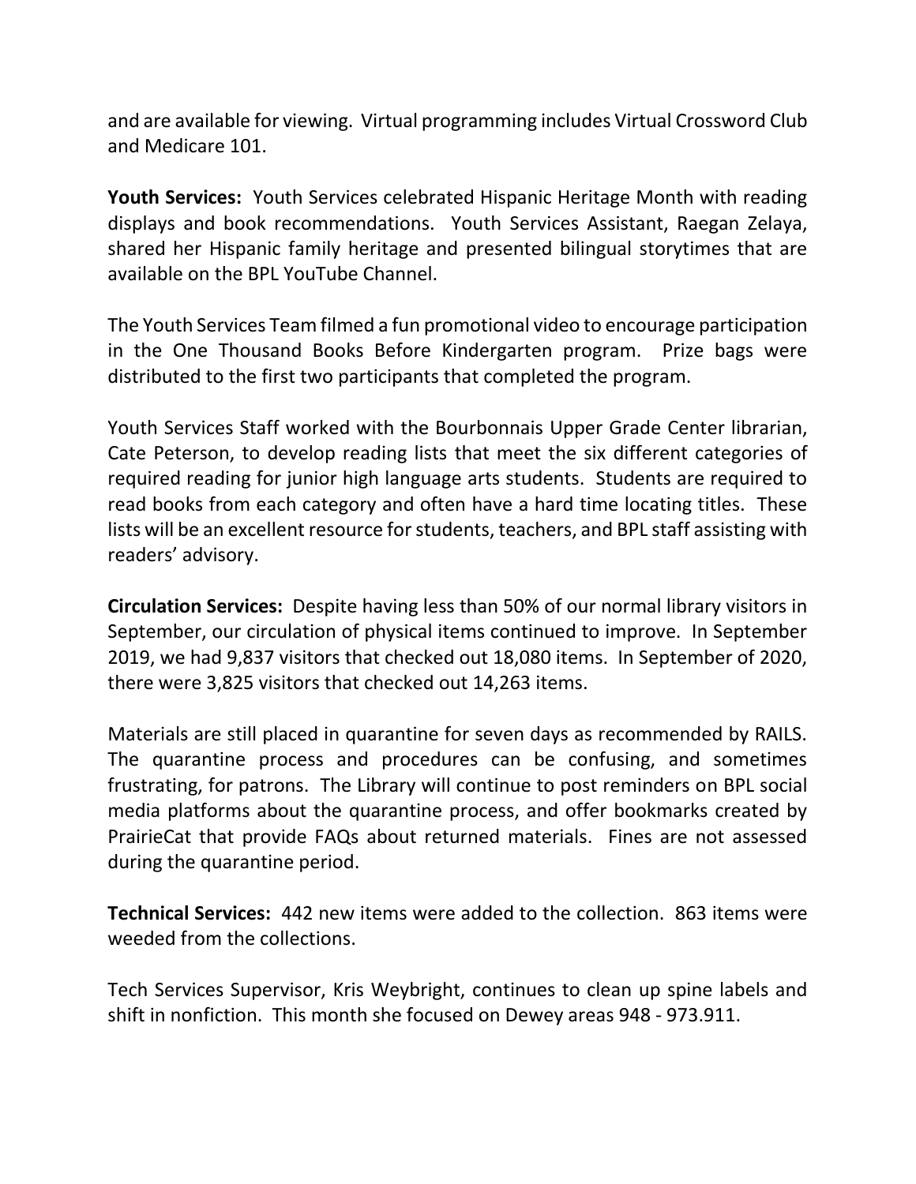and are available for viewing. Virtual programming includes Virtual Crossword Club and Medicare 101.

**Youth Services:** Youth Services celebrated Hispanic Heritage Month with reading displays and book recommendations. Youth Services Assistant, Raegan Zelaya, shared her Hispanic family heritage and presented bilingual storytimes that are available on the BPL YouTube Channel.

The Youth Services Team filmed a fun promotional video to encourage participation in the One Thousand Books Before Kindergarten program. Prize bags were distributed to the first two participants that completed the program.

Youth Services Staff worked with the Bourbonnais Upper Grade Center librarian, Cate Peterson, to develop reading lists that meet the six different categories of required reading for junior high language arts students. Students are required to read books from each category and often have a hard time locating titles. These lists will be an excellent resource for students, teachers, and BPL staff assisting with readers' advisory.

**Circulation Services:** Despite having less than 50% of our normal library visitors in September, our circulation of physical items continued to improve. In September 2019, we had 9,837 visitors that checked out 18,080 items. In September of 2020, there were 3,825 visitors that checked out 14,263 items.

Materials are still placed in quarantine for seven days as recommended by RAILS. The quarantine process and procedures can be confusing, and sometimes frustrating, for patrons. The Library will continue to post reminders on BPL social media platforms about the quarantine process, and offer bookmarks created by PrairieCat that provide FAQs about returned materials. Fines are not assessed during the quarantine period.

**Technical Services:** 442 new items were added to the collection. 863 items were weeded from the collections.

Tech Services Supervisor, Kris Weybright, continues to clean up spine labels and shift in nonfiction. This month she focused on Dewey areas 948 - 973.911.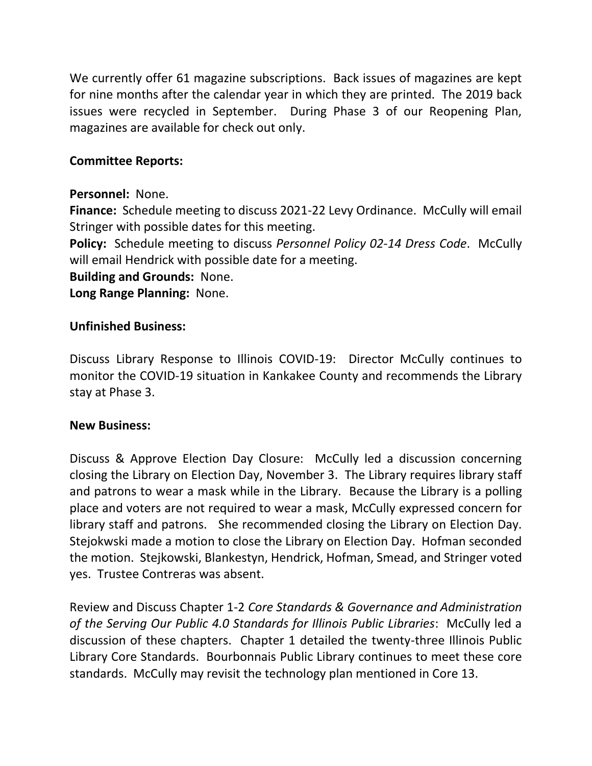We currently offer 61 magazine subscriptions. Back issues of magazines are kept for nine months after the calendar year in which they are printed. The 2019 back issues were recycled in September. During Phase 3 of our Reopening Plan, magazines are available for check out only.

**Committee Reports:**

**Personnel:** None.
**Finance:** Schedule meeting to discuss 2021-22 Levy Ordinance. McCully will email Stringer with possible dates for this meeting.
**Policy:** Schedule meeting to discuss *Personnel Policy 02-14 Dress Code*. McCully will email Hendrick with possible date for a meeting.
**Building and Grounds:** None.
**Long Range Planning:** None.

**Unfinished Business:**

Discuss Library Response to Illinois COVID-19: Director McCully continues to monitor the COVID-19 situation in Kankakee County and recommends the Library stay at Phase 3.

**New Business:**

Discuss & Approve Election Day Closure: McCully led a discussion concerning closing the Library on Election Day, November 3. The Library requires library staff and patrons to wear a mask while in the Library. Because the Library is a polling place and voters are not required to wear a mask, McCully expressed concern for library staff and patrons. She recommended closing the Library on Election Day. Stejokwski made a motion to close the Library on Election Day. Hofman seconded the motion. Stejkowski, Blankestyn, Hendrick, Hofman, Smead, and Stringer voted yes. Trustee Contreras was absent.

Review and Discuss Chapter 1-2 *Core Standards & Governance and Administration of the Serving Our Public 4.0 Standards for Illinois Public Libraries*: McCully led a discussion of these chapters. Chapter 1 detailed the twenty-three Illinois Public Library Core Standards. Bourbonnais Public Library continues to meet these core standards. McCully may revisit the technology plan mentioned in Core 13.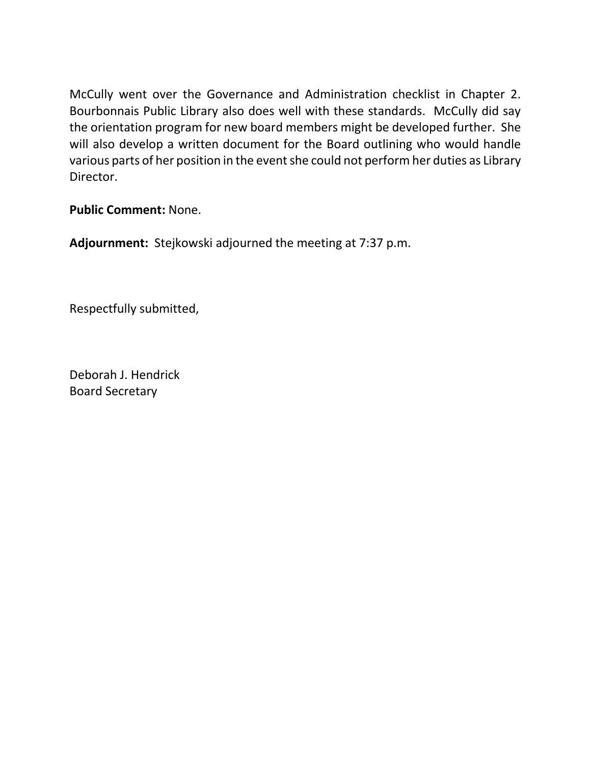McCully went over the Governance and Administration checklist in Chapter 2. Bourbonnais Public Library also does well with these standards. McCully did say the orientation program for new board members might be developed further. She will also develop a written document for the Board outlining who would handle various parts of her position in the event she could not perform her duties as Library Director.

**Public Comment:** None.

**Adjournment:** Stejkowski adjourned the meeting at 7:37 p.m.

Respectfully submitted,

Deborah J. Hendrick
Board Secretary